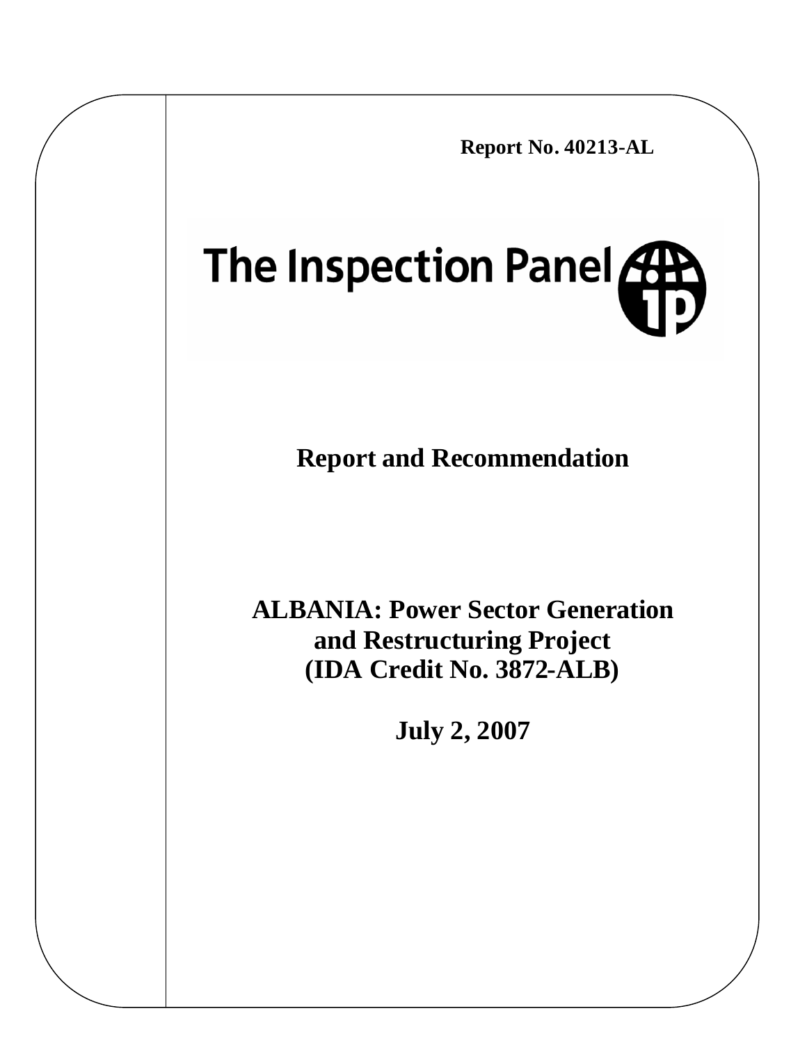Report No. 40213-AL

# The Inspection Panel

## Report and Recommendation

## ALBANIA: Power Sector Generation and Restructuring Project (IDA Credit No. 3872-ALB)

**July 2, 2007**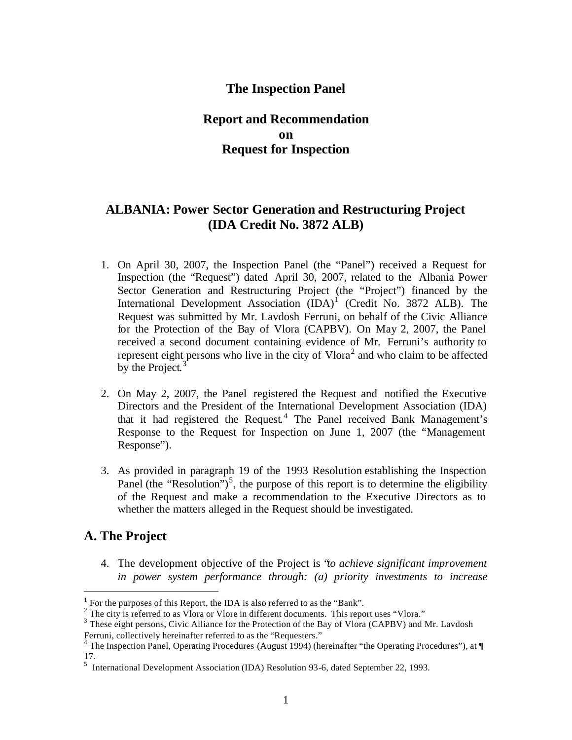# The Inspection Panel

## Report and Recommendation on Request for Inspection

## ALBANIA: Power Sector Generation and Restructuring Project (IDA Credit No. 3872 ALB)

1. On April 30, 2007, the Inspection Panel (the "Panel") received a Request for Inspection (the "Request") dated April 30, 2007, related to the Albania Power Sector Generation and Restructuring Project (the "Project") financed by the International Development Association (IDA)[1] (Credit No. 3872 ALB). The Request was submitted by Mr. Lavdosh Ferruni, on behalf of the Civic Alliance for the Protection of the Bay of Vlora (CAPBV). On May 2, 2007, the Panel received a second document containing evidence of Mr. Ferruni's authority to represent eight persons who live in the city of Vlora[2] and who claim to be affected by the Project.[3]

2. On May 2, 2007, the Panel registered the Request and notified the Executive Directors and the President of the International Development Association (IDA) that it had registered the Request.[4] The Panel received Bank Management's Response to the Request for Inspection on June 1, 2007 (the "Management Response").

3. As provided in paragraph 19 of the 1993 Resolution establishing the Inspection Panel (the "Resolution")[5], the purpose of this report is to determine the eligibility of the Request and make a recommendation to the Executive Directors as to whether the matters alleged in the Request should be investigated.

## A. The Project

4. The development objective of the Project is "*to achieve significant improvement in power system performance through: (a) priority investments to increase*

---

[1] For the purposes of this Report, the IDA is also referred to as the "Bank".

[2] The city is referred to as Vlora or Vlore in different documents. This report uses "Vlora."

[3] These eight persons, Civic Alliance for the Protection of the Bay of Vlora (CAPBV) and Mr. Lavdosh Ferruni, collectively hereinafter referred to as the "Requesters."

[4] The Inspection Panel, Operating Procedures (August 1994) (hereinafter "the Operating Procedures"), at ¶ 17.

[5] International Development Association (IDA) Resolution 93-6, dated September 22, 1993.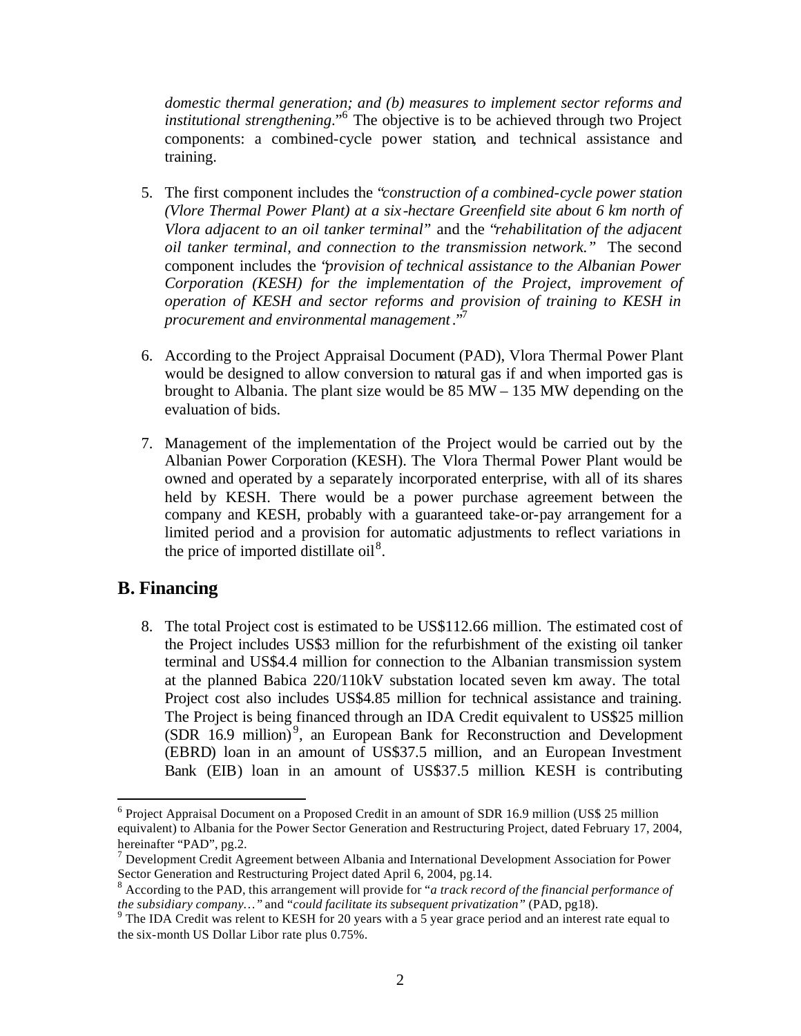*domestic thermal generation; and (b) measures to implement sector reforms and institutional strengthening*."[6] The objective is to be achieved through two Project components: a combined-cycle power station, and technical assistance and training.

5. The first component includes the "*construction of a combined-cycle power station (Vlore Thermal Power Plant) at a six-hectare Greenfield site about 6 km north of Vlora adjacent to an oil tanker terminal*" and the "*rehabilitation of the adjacent oil tanker terminal, and connection to the transmission network.*" The second component includes the "*provision of technical assistance to the Albanian Power Corporation (KESH) for the implementation of the Project, improvement of operation of KESH and sector reforms and provision of training to KESH in procurement and environmental management*."[7]

6. According to the Project Appraisal Document (PAD), Vlora Thermal Power Plant would be designed to allow conversion to natural gas if and when imported gas is brought to Albania. The plant size would be 85 MW – 135 MW depending on the evaluation of bids.

7. Management of the implementation of the Project would be carried out by the Albanian Power Corporation (KESH). The Vlora Thermal Power Plant would be owned and operated by a separately incorporated enterprise, with all of its shares held by KESH. There would be a power purchase agreement between the company and KESH, probably with a guaranteed take-or-pay arrangement for a limited period and a provision for automatic adjustments to reflect variations in the price of imported distillate oil[8].

## B. Financing

8. The total Project cost is estimated to be US$112.66 million. The estimated cost of the Project includes US$3 million for the refurbishment of the existing oil tanker terminal and US$4.4 million for connection to the Albanian transmission system at the planned Babica 220/110kV substation located seven km away. The total Project cost also includes US$4.85 million for technical assistance and training. The Project is being financed through an IDA Credit equivalent to US$25 million (SDR 16.9 million)[9], an European Bank for Reconstruction and Development (EBRD) loan in an amount of US$37.5 million, and an European Investment Bank (EIB) loan in an amount of US$37.5 million. KESH is contributing

---

[6] Project Appraisal Document on a Proposed Credit in an amount of SDR 16.9 million (US$ 25 million equivalent) to Albania for the Power Sector Generation and Restructuring Project, dated February 17, 2004, hereinafter "PAD", pg.2.

[7] Development Credit Agreement between Albania and International Development Association for Power Sector Generation and Restructuring Project dated April 6, 2004, pg.14.

[8] According to the PAD, this arrangement will provide for "*a track record of the financial performance of the subsidiary company…*" and "*could facilitate its subsequent privatization*" (PAD, pg18).

[9] The IDA Credit was relent to KESH for 20 years with a 5 year grace period and an interest rate equal to the six-month US Dollar Libor rate plus 0.75%.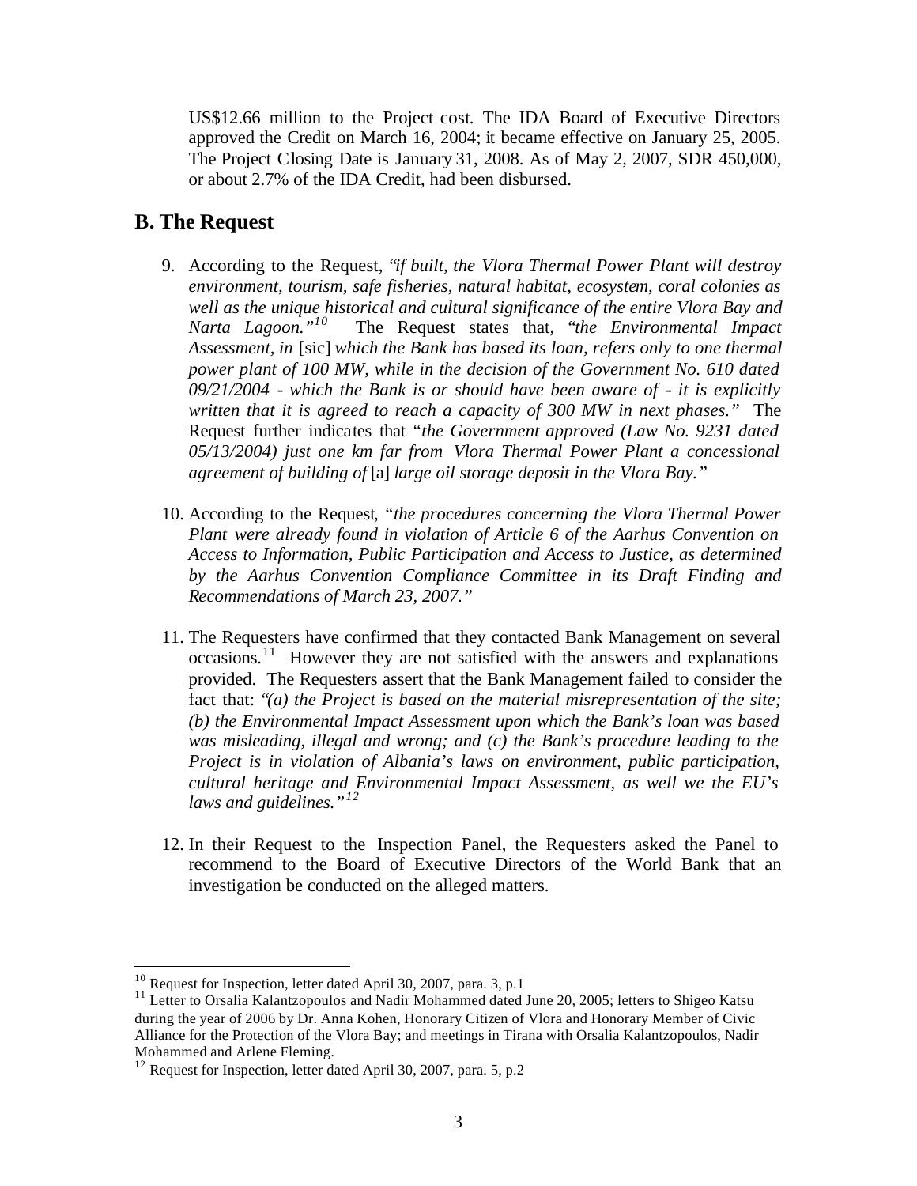US$12.66 million to the Project cost. The IDA Board of Executive Directors approved the Credit on March 16, 2004; it became effective on January 25, 2005. The Project Closing Date is January 31, 2008. As of May 2, 2007, SDR 450,000, or about 2.7% of the IDA Credit, had been disbursed.

## B. The Request

9. According to the Request, "*if built, the Vlora Thermal Power Plant will destroy environment, tourism, safe fisheries, natural habitat, ecosystem, coral colonies as well as the unique historical and cultural significance of the entire Vlora Bay and Narta Lagoon.*"[10] The Request states that, "*the Environmental Impact Assessment, in* [sic] *which the Bank has based its loan, refers only to one thermal power plant of 100 MW, while in the decision of the Government No. 610 dated 09/21/2004 - which the Bank is or should have been aware of - it is explicitly written that it is agreed to reach a capacity of 300 MW in next phases.*" The Request further indicates that "*the Government approved (Law No. 9231 dated 05/13/2004) just one km far from Vlora Thermal Power Plant a concessional agreement of building of* [a] *large oil storage deposit in the Vlora Bay.*"

10. According to the Request, "*the procedures concerning the Vlora Thermal Power Plant were already found in violation of Article 6 of the Aarhus Convention on Access to Information, Public Participation and Access to Justice, as determined by the Aarhus Convention Compliance Committee in its Draft Finding and Recommendations of March 23, 2007.*"

11. The Requesters have confirmed that they contacted Bank Management on several occasions.[11] However they are not satisfied with the answers and explanations provided. The Requesters assert that the Bank Management failed to consider the fact that: "*(a) the Project is based on the material misrepresentation of the site; (b) the Environmental Impact Assessment upon which the Bank's loan was based was misleading, illegal and wrong; and (c) the Bank's procedure leading to the Project is in violation of Albania's laws on environment, public participation, cultural heritage and Environmental Impact Assessment, as well we the EU's laws and guidelines.*"[12]

12. In their Request to the Inspection Panel, the Requesters asked the Panel to recommend to the Board of Executive Directors of the World Bank that an investigation be conducted on the alleged matters.

---

[10] Request for Inspection, letter dated April 30, 2007, para. 3, p.1

[11] Letter to Orsalia Kalantzopoulos and Nadir Mohammed dated June 20, 2005; letters to Shigeo Katsu during the year of 2006 by Dr. Anna Kohen, Honorary Citizen of Vlora and Honorary Member of Civic Alliance for the Protection of the Vlora Bay; and meetings in Tirana with Orsalia Kalantzopoulos, Nadir Mohammed and Arlene Fleming.

[12] Request for Inspection, letter dated April 30, 2007, para. 5, p.2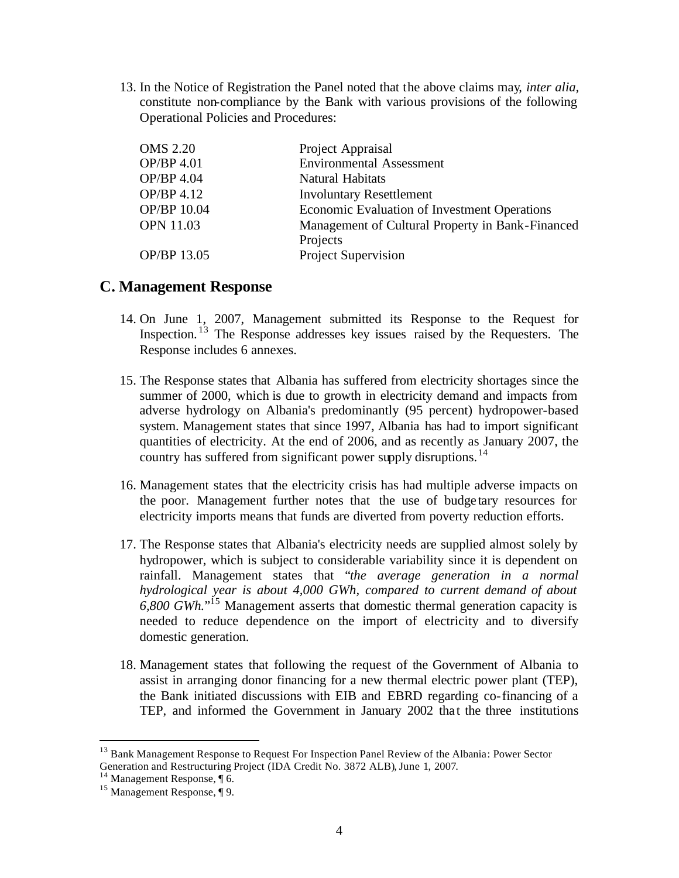13. In the Notice of Registration the Panel noted that the above claims may, *inter alia*, constitute non-compliance by the Bank with various provisions of the following Operational Policies and Procedures:

| | |
|---|---|
| OMS 2.20 | Project Appraisal |
| OP/BP 4.01 | Environmental Assessment |
| OP/BP 4.04 | Natural Habitats |
| OP/BP 4.12 | Involuntary Resettlement |
| OP/BP 10.04 | Economic Evaluation of Investment Operations |
| OPN 11.03 | Management of Cultural Property in Bank-Financed Projects |
| OP/BP 13.05 | Project Supervision |

## C. Management Response

14. On June 1, 2007, Management submitted its Response to the Request for Inspection.[13] The Response addresses key issues raised by the Requesters. The Response includes 6 annexes.

15. The Response states that Albania has suffered from electricity shortages since the summer of 2000, which is due to growth in electricity demand and impacts from adverse hydrology on Albania's predominantly (95 percent) hydropower-based system. Management states that since 1997, Albania has had to import significant quantities of electricity. At the end of 2006, and as recently as January 2007, the country has suffered from significant power supply disruptions.[14]

16. Management states that the electricity crisis has had multiple adverse impacts on the poor. Management further notes that the use of budgetary resources for electricity imports means that funds are diverted from poverty reduction efforts.

17. The Response states that Albania's electricity needs are supplied almost solely by hydropower, which is subject to considerable variability since it is dependent on rainfall. Management states that "*the average generation in a normal hydrological year is about 4,000 GWh, compared to current demand of about 6,800 GWh.*"[15] Management asserts that domestic thermal generation capacity is needed to reduce dependence on the import of electricity and to diversify domestic generation.

18. Management states that following the request of the Government of Albania to assist in arranging donor financing for a new thermal electric power plant (TEP), the Bank initiated discussions with EIB and EBRD regarding co-financing of a TEP, and informed the Government in January 2002 that the three institutions

---

[13] Bank Management Response to Request For Inspection Panel Review of the Albania: Power Sector Generation and Restructuring Project (IDA Credit No. 3872 ALB), June 1, 2007.

[14] Management Response, ¶ 6.

[15] Management Response, ¶ 9.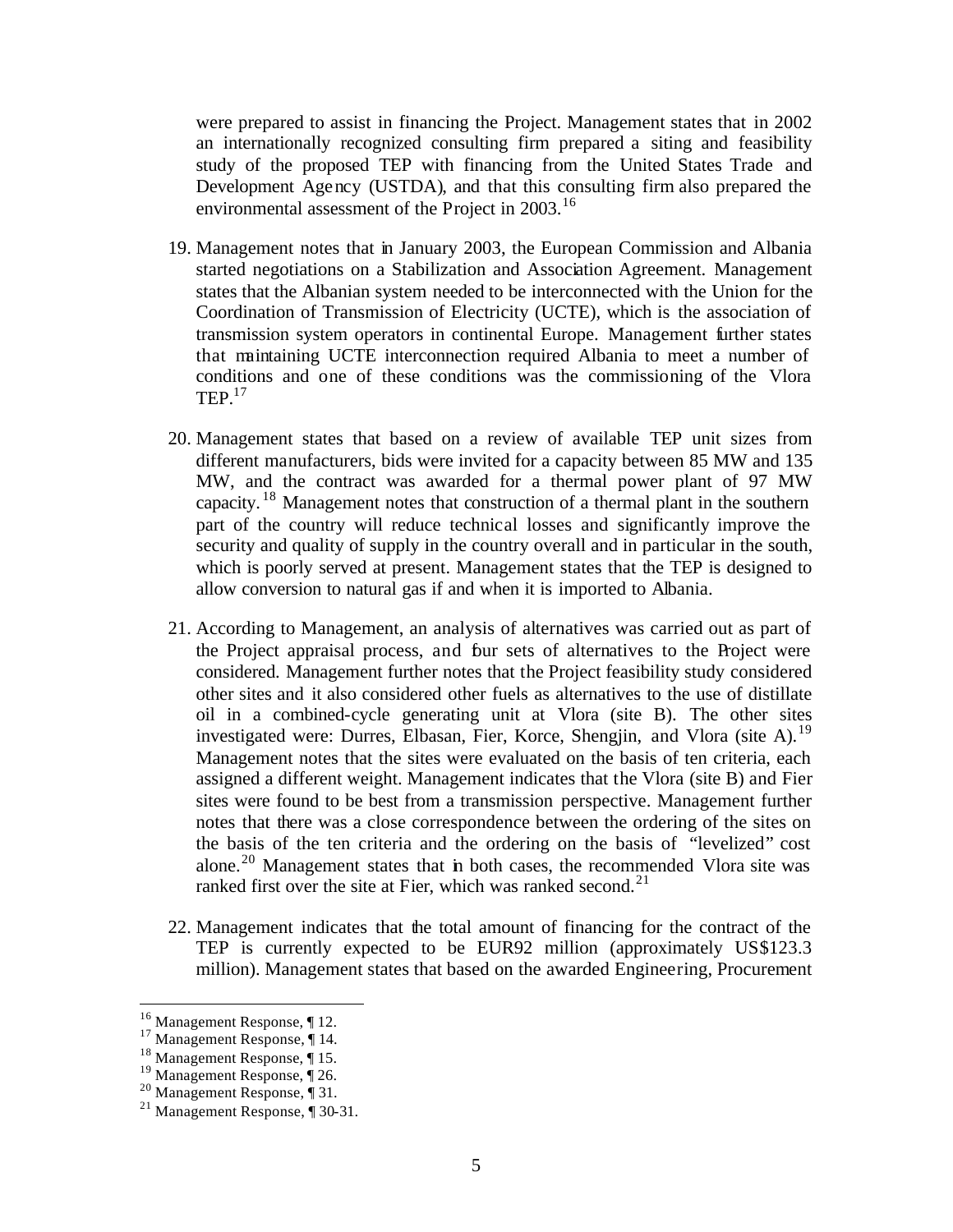were prepared to assist in financing the Project. Management states that in 2002 an internationally recognized consulting firm prepared a siting and feasibility study of the proposed TEP with financing from the United States Trade and Development Agency (USTDA), and that this consulting firm also prepared the environmental assessment of the Project in 2003.[16]

19. Management notes that in January 2003, the European Commission and Albania started negotiations on a Stabilization and Association Agreement. Management states that the Albanian system needed to be interconnected with the Union for the Coordination of Transmission of Electricity (UCTE), which is the association of transmission system operators in continental Europe. Management further states that maintaining UCTE interconnection required Albania to meet a number of conditions and one of these conditions was the commissioning of the Vlora TEP.[17]

20. Management states that based on a review of available TEP unit sizes from different manufacturers, bids were invited for a capacity between 85 MW and 135 MW, and the contract was awarded for a thermal power plant of 97 MW capacity.[18] Management notes that construction of a thermal plant in the southern part of the country will reduce technical losses and significantly improve the security and quality of supply in the country overall and in particular in the south, which is poorly served at present. Management states that the TEP is designed to allow conversion to natural gas if and when it is imported to Albania.

21. According to Management, an analysis of alternatives was carried out as part of the Project appraisal process, and four sets of alternatives to the Project were considered. Management further notes that the Project feasibility study considered other sites and it also considered other fuels as alternatives to the use of distillate oil in a combined-cycle generating unit at Vlora (site B). The other sites investigated were: Durres, Elbasan, Fier, Korce, Shengjin, and Vlora (site A).[19] Management notes that the sites were evaluated on the basis of ten criteria, each assigned a different weight. Management indicates that the Vlora (site B) and Fier sites were found to be best from a transmission perspective. Management further notes that there was a close correspondence between the ordering of the sites on the basis of the ten criteria and the ordering on the basis of "levelized" cost alone.[20] Management states that in both cases, the recommended Vlora site was ranked first over the site at Fier, which was ranked second.[21]

22. Management indicates that the total amount of financing for the contract of the TEP is currently expected to be EUR92 million (approximately US$123.3 million). Management states that based on the awarded Engineering, Procurement

---

[16] Management Response, ¶ 12.

[17] Management Response, ¶ 14.

[18] Management Response, ¶ 15.

[19] Management Response, ¶ 26.

[20] Management Response, ¶ 31.

[21] Management Response, ¶ 30-31.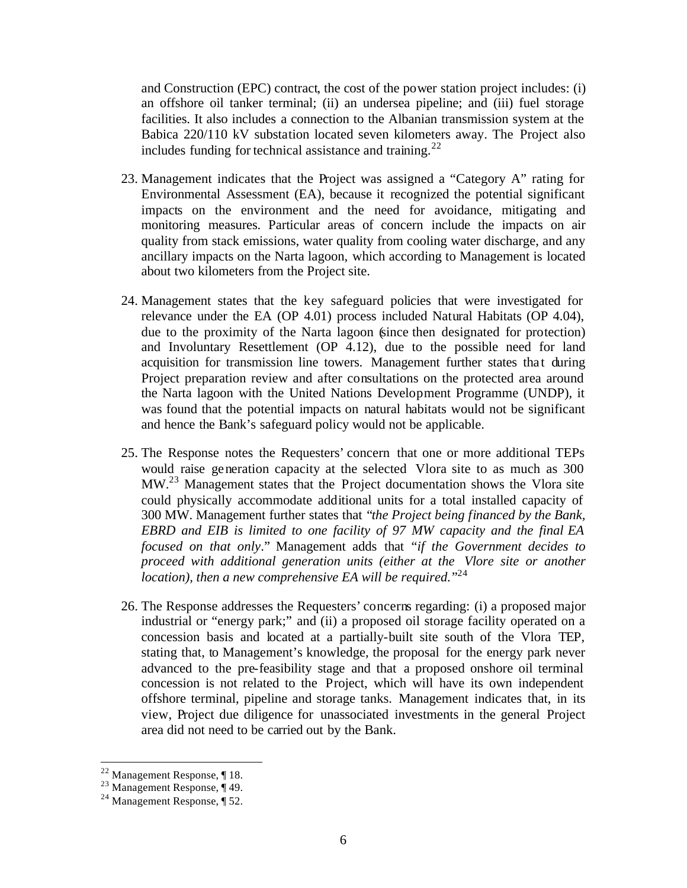and Construction (EPC) contract, the cost of the power station project includes: (i) an offshore oil tanker terminal; (ii) an undersea pipeline; and (iii) fuel storage facilities. It also includes a connection to the Albanian transmission system at the Babica 220/110 kV substation located seven kilometers away. The Project also includes funding for technical assistance and training.[22]

23. Management indicates that the Project was assigned a "Category A" rating for Environmental Assessment (EA), because it recognized the potential significant impacts on the environment and the need for avoidance, mitigating and monitoring measures. Particular areas of concern include the impacts on air quality from stack emissions, water quality from cooling water discharge, and any ancillary impacts on the Narta lagoon, which according to Management is located about two kilometers from the Project site.

24. Management states that the key safeguard policies that were investigated for relevance under the EA (OP 4.01) process included Natural Habitats (OP 4.04), due to the proximity of the Narta lagoon (since then designated for protection) and Involuntary Resettlement (OP 4.12), due to the possible need for land acquisition for transmission line towers. Management further states that during Project preparation review and after consultations on the protected area around the Narta lagoon with the United Nations Development Programme (UNDP), it was found that the potential impacts on natural habitats would not be significant and hence the Bank's safeguard policy would not be applicable.

25. The Response notes the Requesters' concern that one or more additional TEPs would raise generation capacity at the selected Vlora site to as much as 300 MW.[23] Management states that the Project documentation shows the Vlora site could physically accommodate additional units for a total installed capacity of 300 MW. Management further states that "*the Project being financed by the Bank, EBRD and EIB is limited to one facility of 97 MW capacity and the final EA focused on that only*." Management adds that "*if the Government decides to proceed with additional generation units (either at the Vlore site or another location), then a new comprehensive EA will be required.*"[24]

26. The Response addresses the Requesters' concerns regarding: (i) a proposed major industrial or "energy park;" and (ii) a proposed oil storage facility operated on a concession basis and located at a partially-built site south of the Vlora TEP, stating that, to Management's knowledge, the proposal for the energy park never advanced to the pre-feasibility stage and that a proposed onshore oil terminal concession is not related to the Project, which will have its own independent offshore terminal, pipeline and storage tanks. Management indicates that, in its view, Project due diligence for unassociated investments in the general Project area did not need to be carried out by the Bank.

---

[22] Management Response, ¶ 18.

[23] Management Response, ¶ 49.

[24] Management Response, ¶ 52.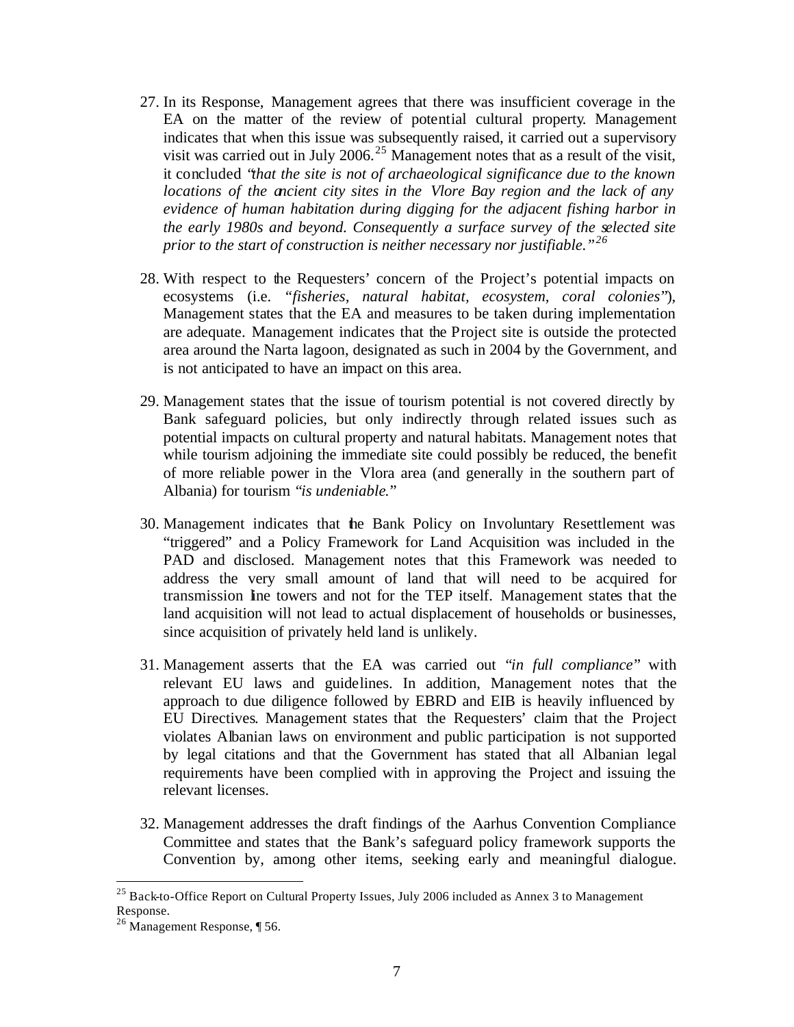27. In its Response, Management agrees that there was insufficient coverage in the EA on the matter of the review of potential cultural property. Management indicates that when this issue was subsequently raised, it carried out a supervisory visit was carried out in July 2006.[25] Management notes that as a result of the visit, it concluded "*that the site is not of archaeological significance due to the known locations of the ancient city sites in the Vlore Bay region and the lack of any evidence of human habitation during digging for the adjacent fishing harbor in the early 1980s and beyond. Consequently a surface survey of the selected site prior to the start of construction is neither necessary nor justifiable.*"[26]

28. With respect to the Requesters' concern of the Project's potential impacts on ecosystems (i.e. "*fisheries, natural habitat, ecosystem, coral colonies*"), Management states that the EA and measures to be taken during implementation are adequate. Management indicates that the Project site is outside the protected area around the Narta lagoon, designated as such in 2004 by the Government, and is not anticipated to have an impact on this area.

29. Management states that the issue of tourism potential is not covered directly by Bank safeguard policies, but only indirectly through related issues such as potential impacts on cultural property and natural habitats. Management notes that while tourism adjoining the immediate site could possibly be reduced, the benefit of more reliable power in the Vlora area (and generally in the southern part of Albania) for tourism "*is undeniable.*"

30. Management indicates that the Bank Policy on Involuntary Resettlement was "triggered" and a Policy Framework for Land Acquisition was included in the PAD and disclosed. Management notes that this Framework was needed to address the very small amount of land that will need to be acquired for transmission line towers and not for the TEP itself. Management states that the land acquisition will not lead to actual displacement of households or businesses, since acquisition of privately held land is unlikely.

31. Management asserts that the EA was carried out "*in full compliance*" with relevant EU laws and guidelines. In addition, Management notes that the approach to due diligence followed by EBRD and EIB is heavily influenced by EU Directives. Management states that the Requesters' claim that the Project violates Albanian laws on environment and public participation is not supported by legal citations and that the Government has stated that all Albanian legal requirements have been complied with in approving the Project and issuing the relevant licenses.

32. Management addresses the draft findings of the Aarhus Convention Compliance Committee and states that the Bank's safeguard policy framework supports the Convention by, among other items, seeking early and meaningful dialogue.

---

[25] Back-to-Office Report on Cultural Property Issues, July 2006 included as Annex 3 to Management Response.

[26] Management Response, ¶ 56.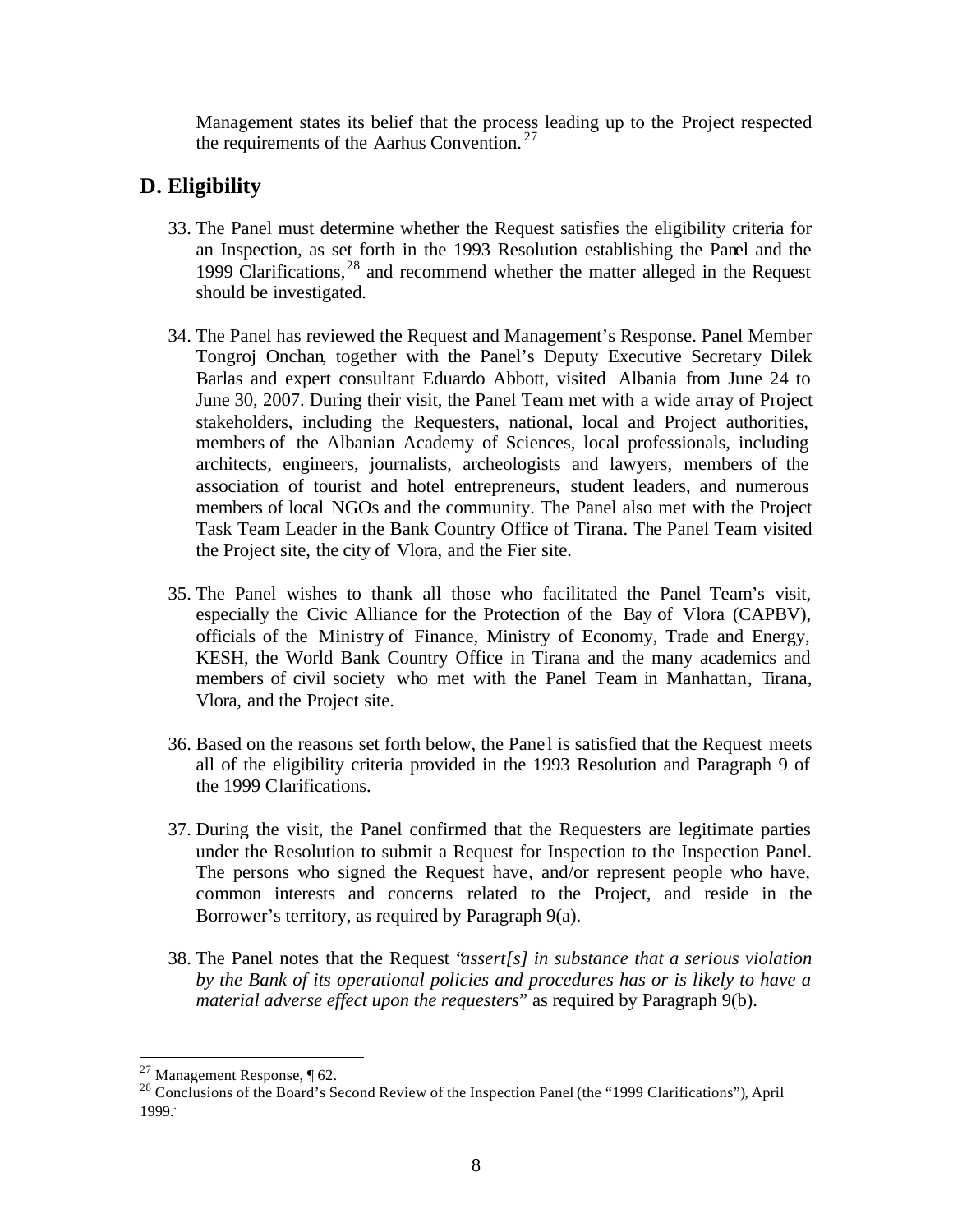Management states its belief that the process leading up to the Project respected the requirements of the Aarhus Convention.[27]

## D. Eligibility

33. The Panel must determine whether the Request satisfies the eligibility criteria for an Inspection, as set forth in the 1993 Resolution establishing the Panel and the 1999 Clarifications,[28] and recommend whether the matter alleged in the Request should be investigated.

34. The Panel has reviewed the Request and Management's Response. Panel Member Tongroj Onchan, together with the Panel's Deputy Executive Secretary Dilek Barlas and expert consultant Eduardo Abbott, visited Albania from June 24 to June 30, 2007. During their visit, the Panel Team met with a wide array of Project stakeholders, including the Requesters, national, local and Project authorities, members of the Albanian Academy of Sciences, local professionals, including architects, engineers, journalists, archeologists and lawyers, members of the association of tourist and hotel entrepreneurs, student leaders, and numerous members of local NGOs and the community. The Panel also met with the Project Task Team Leader in the Bank Country Office of Tirana. The Panel Team visited the Project site, the city of Vlora, and the Fier site.

35. The Panel wishes to thank all those who facilitated the Panel Team's visit, especially the Civic Alliance for the Protection of the Bay of Vlora (CAPBV), officials of the Ministry of Finance, Ministry of Economy, Trade and Energy, KESH, the World Bank Country Office in Tirana and the many academics and members of civil society who met with the Panel Team in Manhattan, Tirana, Vlora, and the Project site.

36. Based on the reasons set forth below, the Panel is satisfied that the Request meets all of the eligibility criteria provided in the 1993 Resolution and Paragraph 9 of the 1999 Clarifications.

37. During the visit, the Panel confirmed that the Requesters are legitimate parties under the Resolution to submit a Request for Inspection to the Inspection Panel. The persons who signed the Request have, and/or represent people who have, common interests and concerns related to the Project, and reside in the Borrower's territory, as required by Paragraph 9(a).

38. The Panel notes that the Request "*assert[s] in substance that a serious violation by the Bank of its operational policies and procedures has or is likely to have a material adverse effect upon the requesters*" as required by Paragraph 9(b).

---

[27] Management Response, ¶ 62.

[28] Conclusions of the Board's Second Review of the Inspection Panel (the "1999 Clarifications"), April 1999.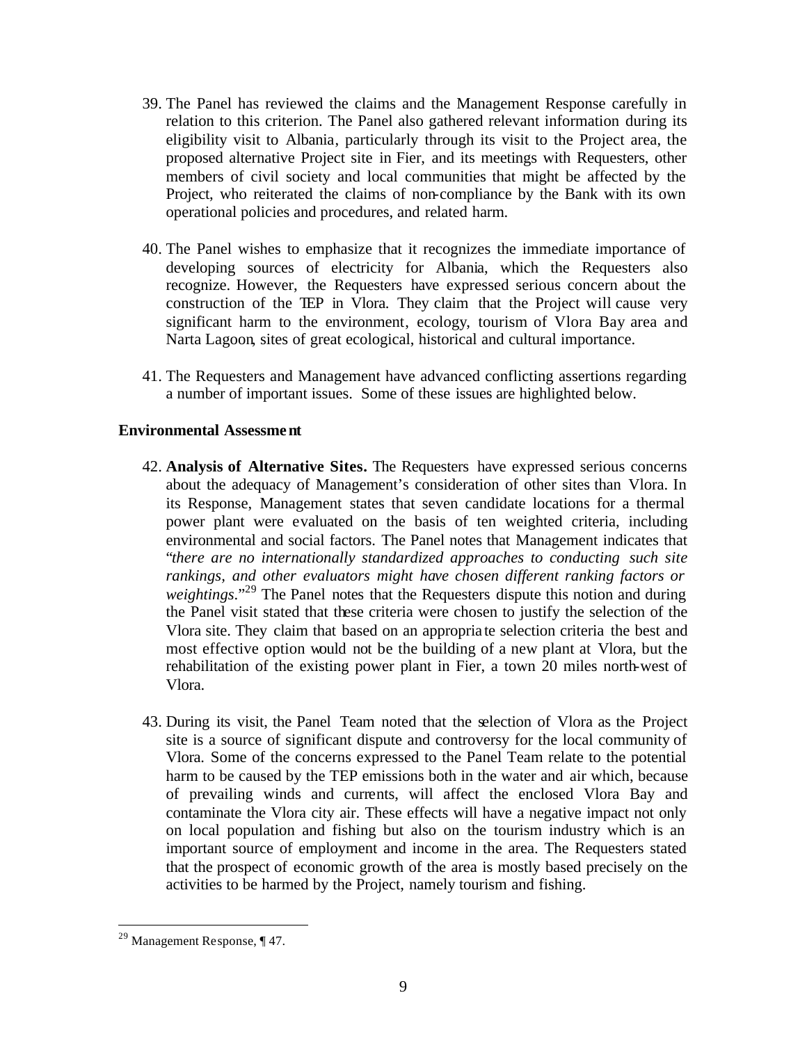39. The Panel has reviewed the claims and the Management Response carefully in relation to this criterion. The Panel also gathered relevant information during its eligibility visit to Albania, particularly through its visit to the Project area, the proposed alternative Project site in Fier, and its meetings with Requesters, other members of civil society and local communities that might be affected by the Project, who reiterated the claims of non-compliance by the Bank with its own operational policies and procedures, and related harm.

40. The Panel wishes to emphasize that it recognizes the immediate importance of developing sources of electricity for Albania, which the Requesters also recognize. However, the Requesters have expressed serious concern about the construction of the TEP in Vlora. They claim that the Project will cause very significant harm to the environment, ecology, tourism of Vlora Bay area and Narta Lagoon, sites of great ecological, historical and cultural importance.

41. The Requesters and Management have advanced conflicting assertions regarding a number of important issues. Some of these issues are highlighted below.

**Environmental Assessment**

42. **Analysis of Alternative Sites.** The Requesters have expressed serious concerns about the adequacy of Management's consideration of other sites than Vlora. In its Response, Management states that seven candidate locations for a thermal power plant were evaluated on the basis of ten weighted criteria, including environmental and social factors. The Panel notes that Management indicates that "*there are no internationally standardized approaches to conducting such site rankings, and other evaluators might have chosen different ranking factors or weightings*."[29] The Panel notes that the Requesters dispute this notion and during the Panel visit stated that these criteria were chosen to justify the selection of the Vlora site. They claim that based on an appropriate selection criteria the best and most effective option would not be the building of a new plant at Vlora, but the rehabilitation of the existing power plant in Fier, a town 20 miles north-west of Vlora.

43. During its visit, the Panel Team noted that the selection of Vlora as the Project site is a source of significant dispute and controversy for the local community of Vlora. Some of the concerns expressed to the Panel Team relate to the potential harm to be caused by the TEP emissions both in the water and air which, because of prevailing winds and currents, will affect the enclosed Vlora Bay and contaminate the Vlora city air. These effects will have a negative impact not only on local population and fishing but also on the tourism industry which is an important source of employment and income in the area. The Requesters stated that the prospect of economic growth of the area is mostly based precisely on the activities to be harmed by the Project, namely tourism and fishing.

---

[29] Management Response, ¶ 47.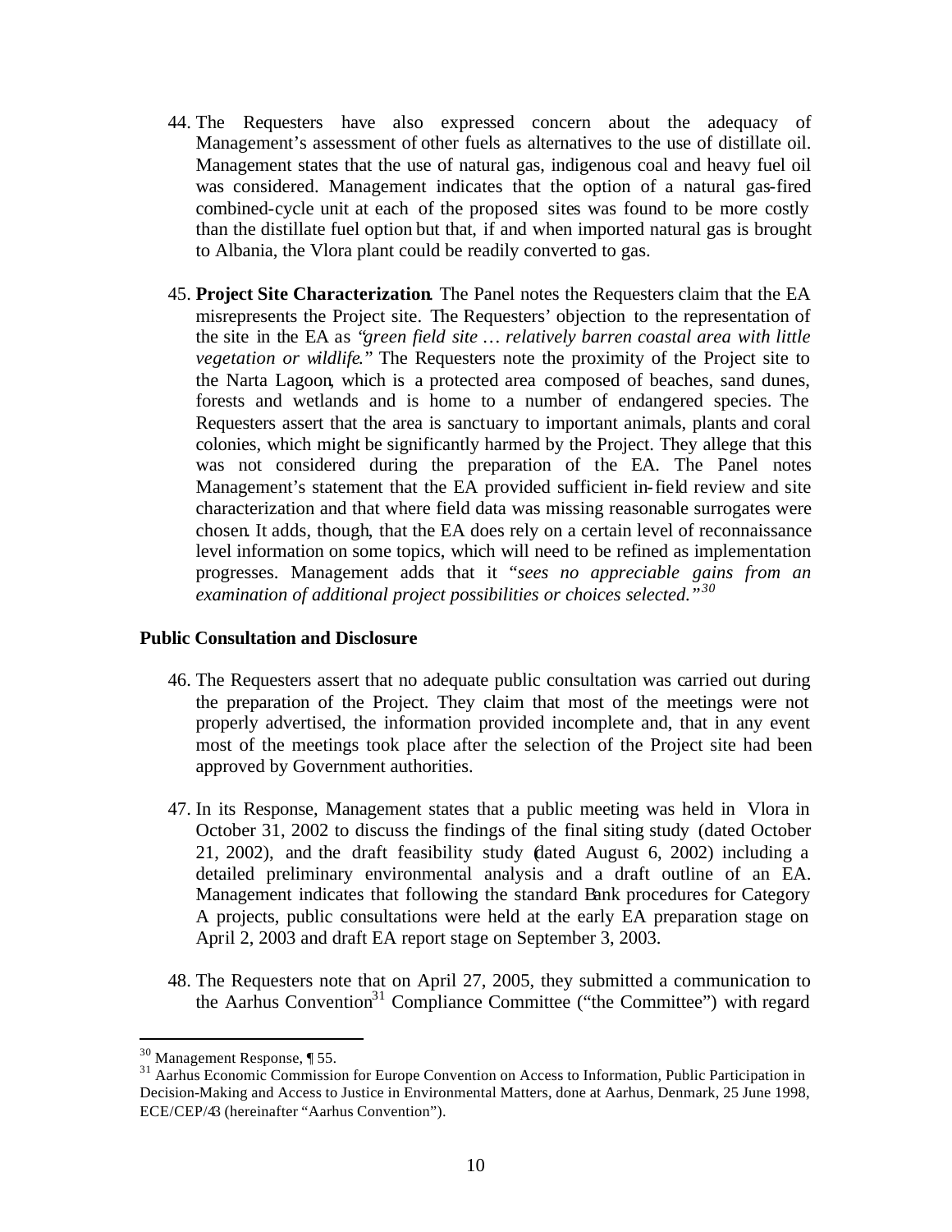44. The Requesters have also expressed concern about the adequacy of Management's assessment of other fuels as alternatives to the use of distillate oil. Management states that the use of natural gas, indigenous coal and heavy fuel oil was considered. Management indicates that the option of a natural gas-fired combined-cycle unit at each of the proposed sites was found to be more costly than the distillate fuel option but that, if and when imported natural gas is brought to Albania, the Vlora plant could be readily converted to gas.

45. **Project Site Characterization**. The Panel notes the Requesters claim that the EA misrepresents the Project site. The Requesters' objection to the representation of the site in the EA as "*green field site … relatively barren coastal area with little vegetation or wildlife*." The Requesters note the proximity of the Project site to the Narta Lagoon, which is a protected area composed of beaches, sand dunes, forests and wetlands and is home to a number of endangered species. The Requesters assert that the area is sanctuary to important animals, plants and coral colonies, which might be significantly harmed by the Project. They allege that this was not considered during the preparation of the EA. The Panel notes Management's statement that the EA provided sufficient in-field review and site characterization and that where field data was missing reasonable surrogates were chosen. It adds, though, that the EA does rely on a certain level of reconnaissance level information on some topics, which will need to be refined as implementation progresses. Management adds that it "*sees no appreciable gains from an examination of additional project possibilities or choices selected.*"[30]

**Public Consultation and Disclosure**

46. The Requesters assert that no adequate public consultation was carried out during the preparation of the Project. They claim that most of the meetings were not properly advertised, the information provided incomplete and, that in any event most of the meetings took place after the selection of the Project site had been approved by Government authorities.

47. In its Response, Management states that a public meeting was held in Vlora in October 31, 2002 to discuss the findings of the final siting study (dated October 21, 2002), and the draft feasibility study (dated August 6, 2002) including a detailed preliminary environmental analysis and a draft outline of an EA. Management indicates that following the standard Bank procedures for Category A projects, public consultations were held at the early EA preparation stage on April 2, 2003 and draft EA report stage on September 3, 2003.

48. The Requesters note that on April 27, 2005, they submitted a communication to the Aarhus Convention[31] Compliance Committee ("the Committee") with regard

---

[30] Management Response, ¶ 55.

[31] Aarhus Economic Commission for Europe Convention on Access to Information, Public Participation in Decision-Making and Access to Justice in Environmental Matters, done at Aarhus, Denmark, 25 June 1998, ECE/CEP/43 (hereinafter "Aarhus Convention").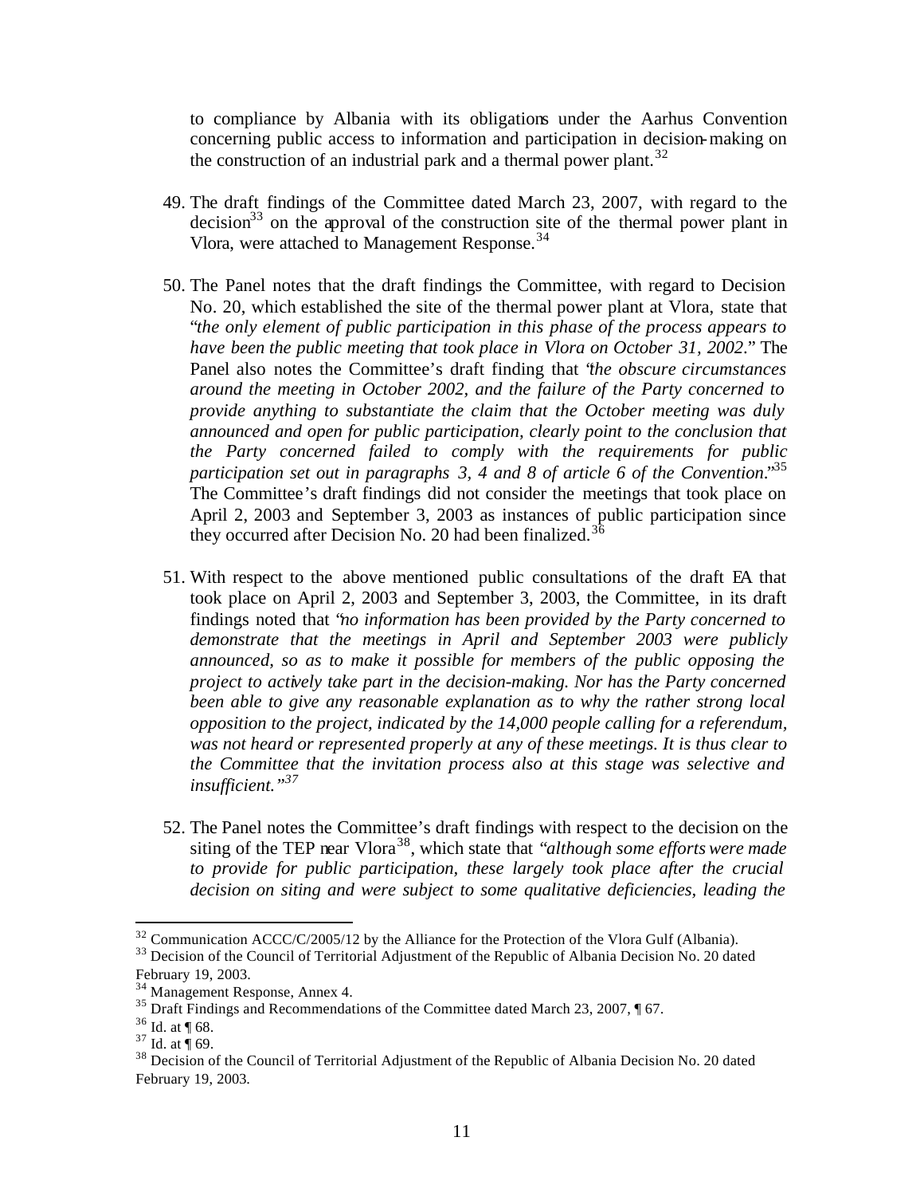to compliance by Albania with its obligations under the Aarhus Convention concerning public access to information and participation in decision-making on the construction of an industrial park and a thermal power plant.[32]

49. The draft findings of the Committee dated March 23, 2007, with regard to the decision[33] on the approval of the construction site of the thermal power plant in Vlora, were attached to Management Response.[34]

50. The Panel notes that the draft findings the Committee, with regard to Decision No. 20, which established the site of the thermal power plant at Vlora, state that "*the only element of public participation in this phase of the process appears to have been the public meeting that took place in Vlora on October 31, 2002*." The Panel also notes the Committee's draft finding that "*the obscure circumstances around the meeting in October 2002, and the failure of the Party concerned to provide anything to substantiate the claim that the October meeting was duly announced and open for public participation, clearly point to the conclusion that the Party concerned failed to comply with the requirements for public participation set out in paragraphs 3, 4 and 8 of article 6 of the Convention*."[35] The Committee's draft findings did not consider the meetings that took place on April 2, 2003 and September 3, 2003 as instances of public participation since they occurred after Decision No. 20 had been finalized.[36]

51. With respect to the above mentioned public consultations of the draft EA that took place on April 2, 2003 and September 3, 2003, the Committee, in its draft findings noted that "*no information has been provided by the Party concerned to demonstrate that the meetings in April and September 2003 were publicly announced, so as to make it possible for members of the public opposing the project to actively take part in the decision-making. Nor has the Party concerned been able to give any reasonable explanation as to why the rather strong local opposition to the project, indicated by the 14,000 people calling for a referendum, was not heard or represented properly at any of these meetings. It is thus clear to the Committee that the invitation process also at this stage was selective and insufficient.*"[37]

52. The Panel notes the Committee's draft findings with respect to the decision on the siting of the TEP near Vlora[38], which state that "*although some efforts were made to provide for public participation, these largely took place after the crucial decision on siting and were subject to some qualitative deficiencies, leading the*

---

[32] Communication ACCC/C/2005/12 by the Alliance for the Protection of the Vlora Gulf (Albania).

[33] Decision of the Council of Territorial Adjustment of the Republic of Albania Decision No. 20 dated February 19, 2003.

[34] Management Response, Annex 4.

[35] Draft Findings and Recommendations of the Committee dated March 23, 2007, ¶ 67.

[36] Id. at ¶ 68.

[37] Id. at ¶ 69.

[38] Decision of the Council of Territorial Adjustment of the Republic of Albania Decision No. 20 dated February 19, 2003.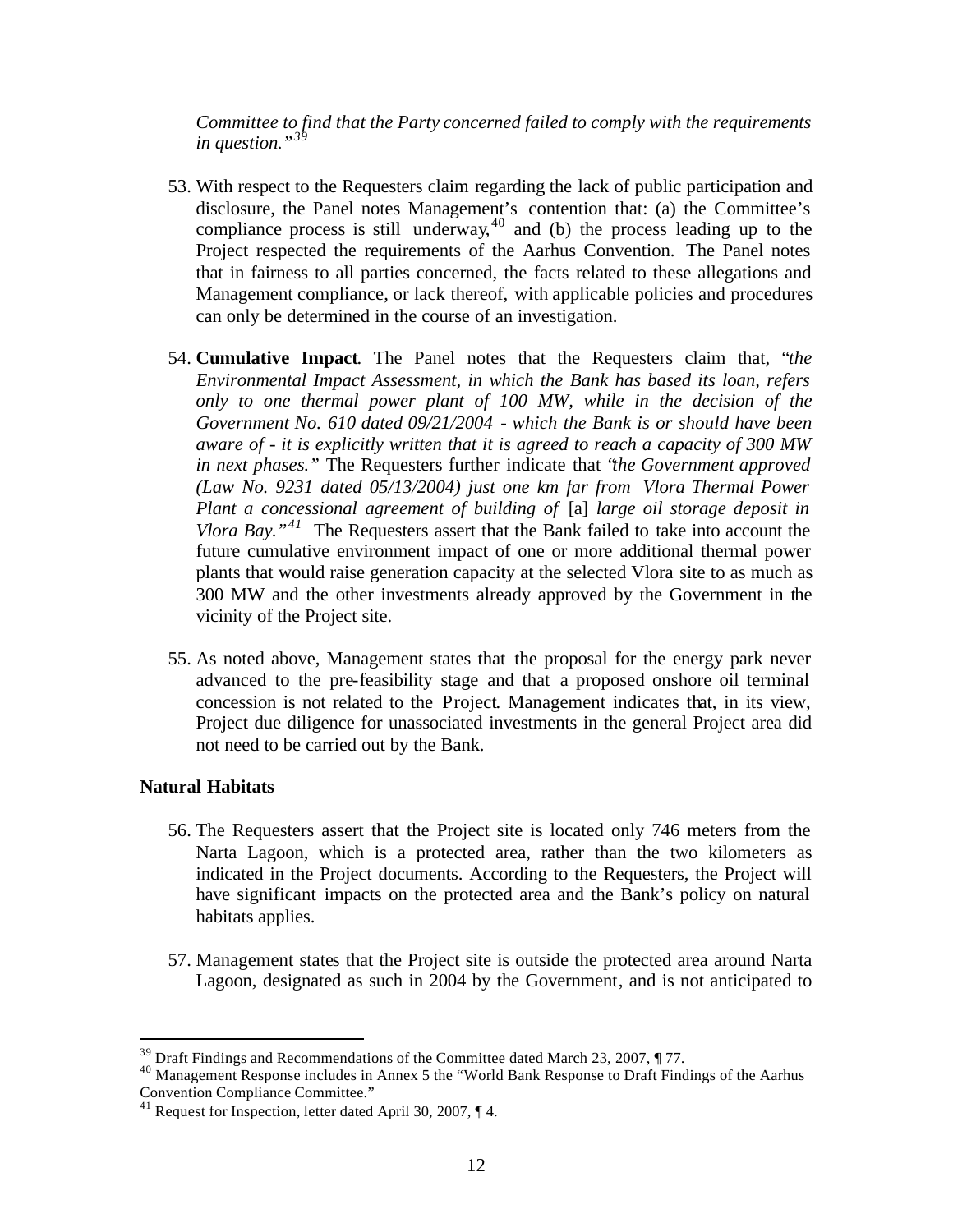*Committee to find that the Party concerned failed to comply with the requirements in question."*[39]

53. With respect to the Requesters claim regarding the lack of public participation and disclosure, the Panel notes Management's contention that: (a) the Committee's compliance process is still underway,[40] and (b) the process leading up to the Project respected the requirements of the Aarhus Convention. The Panel notes that in fairness to all parties concerned, the facts related to these allegations and Management compliance, or lack thereof, with applicable policies and procedures can only be determined in the course of an investigation.

54. **Cumulative Impact**. The Panel notes that the Requesters claim that, *"the Environmental Impact Assessment, in which the Bank has based its loan, refers only to one thermal power plant of 100 MW, while in the decision of the Government No. 610 dated 09/21/2004 - which the Bank is or should have been aware of - it is explicitly written that it is agreed to reach a capacity of 300 MW in next phases."* The Requesters further indicate that *"the Government approved (Law No. 9231 dated 05/13/2004) just one km far from Vlora Thermal Power Plant a concessional agreement of building of* [a] *large oil storage deposit in Vlora Bay."*[41] The Requesters assert that the Bank failed to take into account the future cumulative environment impact of one or more additional thermal power plants that would raise generation capacity at the selected Vlora site to as much as 300 MW and the other investments already approved by the Government in the vicinity of the Project site.

55. As noted above, Management states that the proposal for the energy park never advanced to the pre-feasibility stage and that a proposed onshore oil terminal concession is not related to the Project. Management indicates that, in its view, Project due diligence for unassociated investments in the general Project area did not need to be carried out by the Bank.

### Natural Habitats

56. The Requesters assert that the Project site is located only 746 meters from the Narta Lagoon, which is a protected area, rather than the two kilometers as indicated in the Project documents. According to the Requesters, the Project will have significant impacts on the protected area and the Bank's policy on natural habitats applies.

57. Management states that the Project site is outside the protected area around Narta Lagoon, designated as such in 2004 by the Government, and is not anticipated to

---

[39] Draft Findings and Recommendations of the Committee dated March 23, 2007, ¶ 77.

[40] Management Response includes in Annex 5 the "World Bank Response to Draft Findings of the Aarhus Convention Compliance Committee."

[41] Request for Inspection, letter dated April 30, 2007, ¶ 4.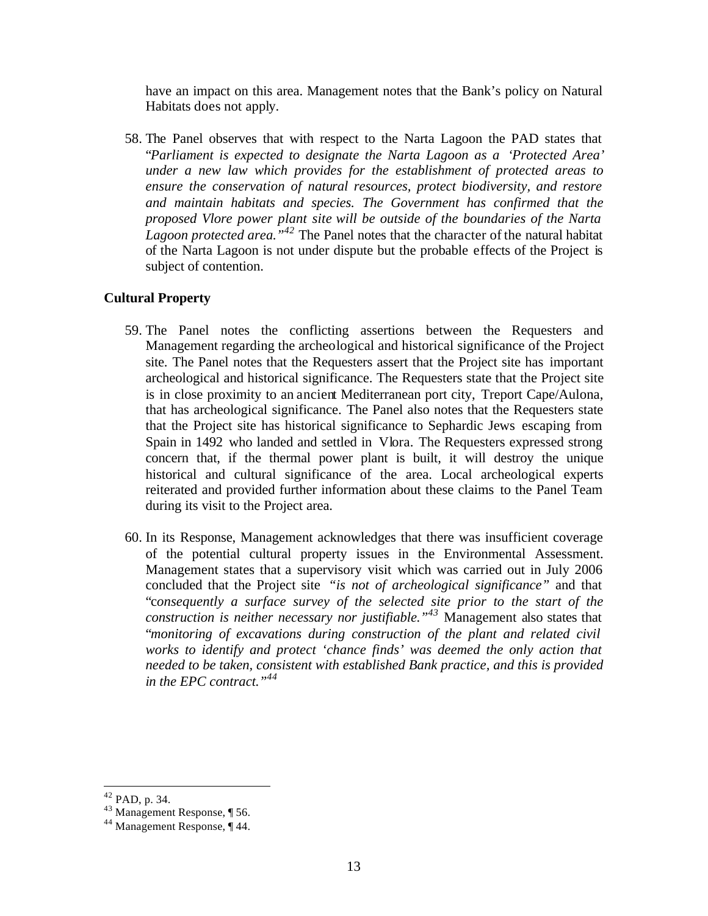have an impact on this area. Management notes that the Bank's policy on Natural Habitats does not apply.

58. The Panel observes that with respect to the Narta Lagoon the PAD states that "*Parliament is expected to designate the Narta Lagoon as a 'Protected Area' under a new law which provides for the establishment of protected areas to ensure the conservation of natural resources, protect biodiversity, and restore and maintain habitats and species. The Government has confirmed that the proposed Vlore power plant site will be outside of the boundaries of the Narta Lagoon protected area.*"[42] The Panel notes that the character of the natural habitat of the Narta Lagoon is not under dispute but the probable effects of the Project is subject of contention.

### Cultural Property

59. The Panel notes the conflicting assertions between the Requesters and Management regarding the archeological and historical significance of the Project site. The Panel notes that the Requesters assert that the Project site has important archeological and historical significance. The Requesters state that the Project site is in close proximity to an ancient Mediterranean port city, Treport Cape/Aulona, that has archeological significance. The Panel also notes that the Requesters state that the Project site has historical significance to Sephardic Jews escaping from Spain in 1492 who landed and settled in Vlora. The Requesters expressed strong concern that, if the thermal power plant is built, it will destroy the unique historical and cultural significance of the area. Local archeological experts reiterated and provided further information about these claims to the Panel Team during its visit to the Project area.

60. In its Response, Management acknowledges that there was insufficient coverage of the potential cultural property issues in the Environmental Assessment. Management states that a supervisory visit which was carried out in July 2006 concluded that the Project site "*is not of archeological significance*" and that "*consequently a surface survey of the selected site prior to the start of the construction is neither necessary nor justifiable.*"[43] Management also states that "*monitoring of excavations during construction of the plant and related civil works to identify and protect 'chance finds' was deemed the only action that needed to be taken, consistent with established Bank practice, and this is provided in the EPC contract.*"[44]

---

[42] PAD, p. 34.
[43] Management Response, ¶ 56.
[44] Management Response, ¶ 44.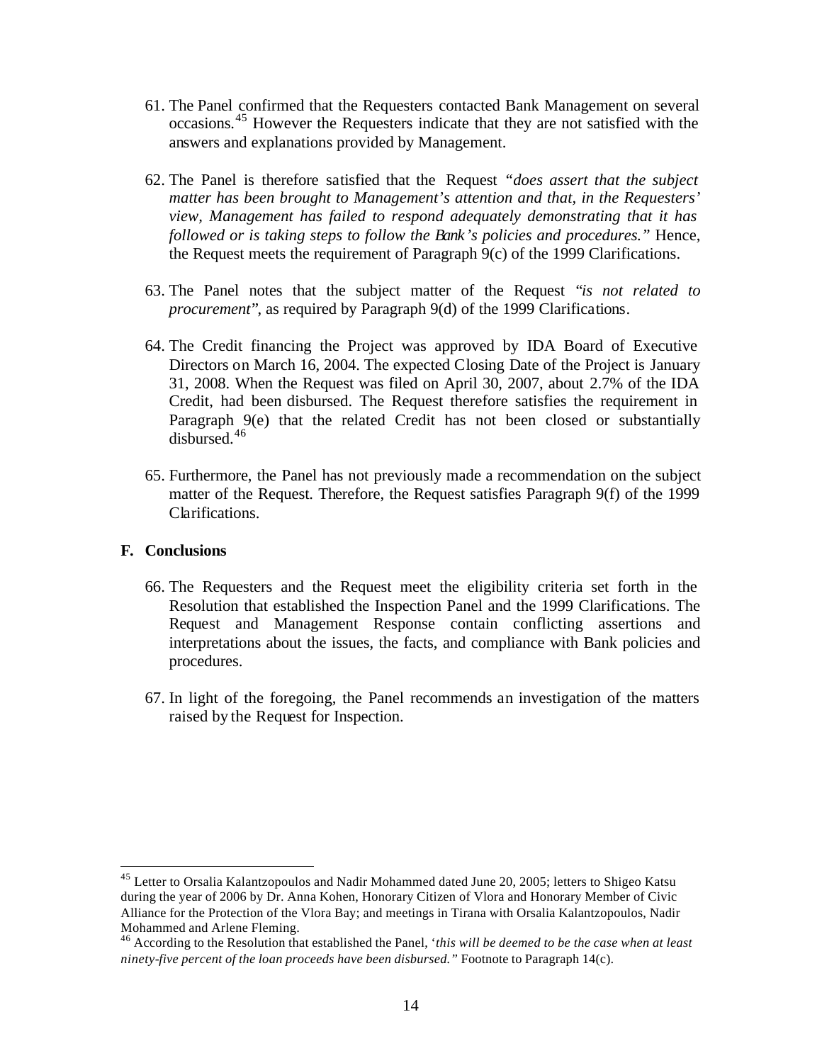61. The Panel confirmed that the Requesters contacted Bank Management on several occasions.[45] However the Requesters indicate that they are not satisfied with the answers and explanations provided by Management.

62. The Panel is therefore satisfied that the Request *"does assert that the subject matter has been brought to Management's attention and that, in the Requesters' view, Management has failed to respond adequately demonstrating that it has followed or is taking steps to follow the Bank's policies and procedures."* Hence, the Request meets the requirement of Paragraph 9(c) of the 1999 Clarifications.

63. The Panel notes that the subject matter of the Request "*is not related to procurement*", as required by Paragraph 9(d) of the 1999 Clarifications.

64. The Credit financing the Project was approved by IDA Board of Executive Directors on March 16, 2004. The expected Closing Date of the Project is January 31, 2008. When the Request was filed on April 30, 2007, about 2.7% of the IDA Credit, had been disbursed. The Request therefore satisfies the requirement in Paragraph 9(e) that the related Credit has not been closed or substantially disbursed.[46]

65. Furthermore, the Panel has not previously made a recommendation on the subject matter of the Request. Therefore, the Request satisfies Paragraph 9(f) of the 1999 Clarifications.

### F. Conclusions

66. The Requesters and the Request meet the eligibility criteria set forth in the Resolution that established the Inspection Panel and the 1999 Clarifications. The Request and Management Response contain conflicting assertions and interpretations about the issues, the facts, and compliance with Bank policies and procedures.

67. In light of the foregoing, the Panel recommends an investigation of the matters raised by the Request for Inspection.

---

[45] Letter to Orsalia Kalantzopoulos and Nadir Mohammed dated June 20, 2005; letters to Shigeo Katsu during the year of 2006 by Dr. Anna Kohen, Honorary Citizen of Vlora and Honorary Member of Civic Alliance for the Protection of the Vlora Bay; and meetings in Tirana with Orsalia Kalantzopoulos, Nadir Mohammed and Arlene Fleming.

[46] According to the Resolution that established the Panel, '*this will be deemed to be the case when at least ninety-five percent of the loan proceeds have been disbursed."* Footnote to Paragraph 14(c).